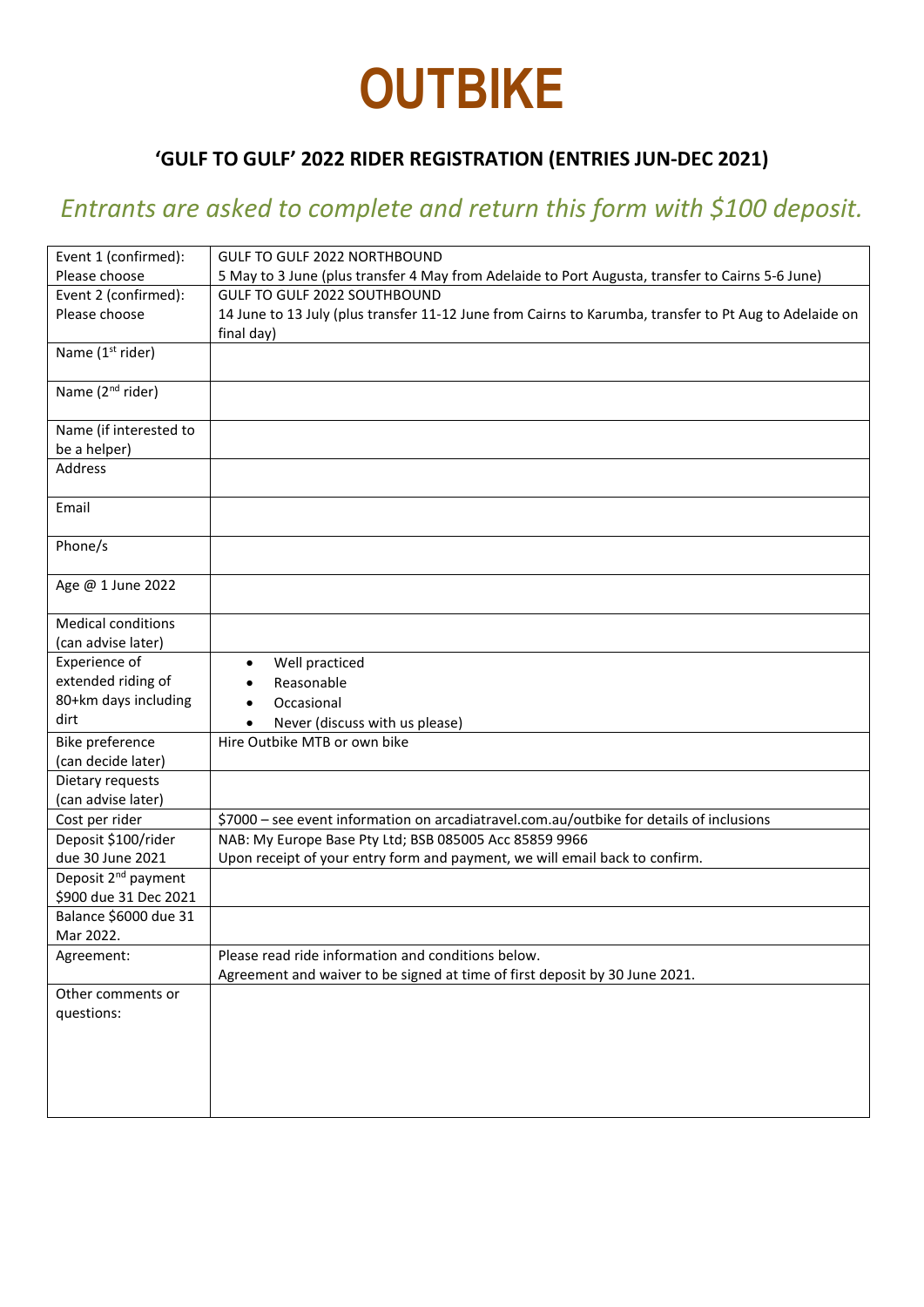# OUTBIKE

## 'GULF TO GULF' 2022 RIDER REGISTRATION (ENTRIES JUN-DEC 2021)

*Entrants are asked to complete and return this form with $100 deposit.*

| | |
|---|---|
| Event 1 (confirmed): Please choose | GULF TO GULF 2022 NORTHBOUND<br>5 May to 3 June (plus transfer 4 May from Adelaide to Port Augusta, transfer to Cairns 5-6 June) |
| Event 2 (confirmed): Please choose | GULF TO GULF 2022 SOUTHBOUND<br>14 June to 13 July (plus transfer 11-12 June from Cairns to Karumba, transfer to Pt Aug to Adelaide on final day) |
| Name (1st rider) | |
| Name (2nd rider) | |
| Name (if interested to be a helper) | |
| Address | |
| Email | |
| Phone/s | |
| Age @ 1 June 2022 | |
| Medical conditions (can advise later) | |
| Experience of extended riding of 80+km days including dirt | • Well practiced<br>• Reasonable<br>• Occasional<br>• Never (discuss with us please) |
| Bike preference (can decide later) | Hire Outbike MTB or own bike |
| Dietary requests (can advise later) | |
| Cost per rider | $7000 – see event information on arcadiatravel.com.au/outbike for details of inclusions |
| Deposit $100/rider due 30 June 2021 | NAB: My Europe Base Pty Ltd; BSB 085005 Acc 85859 9966<br>Upon receipt of your entry form and payment, we will email back to confirm. |
| Deposit 2nd payment $900 due 31 Dec 2021 | |
| Balance $6000 due 31 Mar 2022. | |
| Agreement: | Please read ride information and conditions below.<br>Agreement and waiver to be signed at time of first deposit by 30 June 2021. |
| Other comments or questions: | |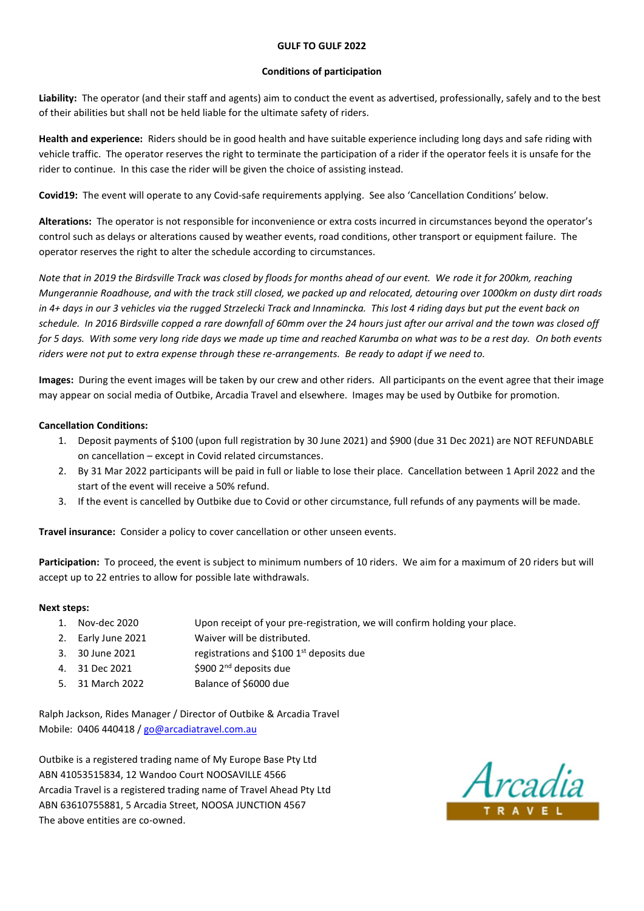**GULF TO GULF 2022**

**Conditions of participation**

**Liability:** The operator (and their staff and agents) aim to conduct the event as advertised, professionally, safely and to the best of their abilities but shall not be held liable for the ultimate safety of riders.

**Health and experience:** Riders should be in good health and have suitable experience including long days and safe riding with vehicle traffic. The operator reserves the right to terminate the participation of a rider if the operator feels it is unsafe for the rider to continue. In this case the rider will be given the choice of assisting instead.

**Covid19:** The event will operate to any Covid-safe requirements applying. See also 'Cancellation Conditions' below.

**Alterations:** The operator is not responsible for inconvenience or extra costs incurred in circumstances beyond the operator's control such as delays or alterations caused by weather events, road conditions, other transport or equipment failure. The operator reserves the right to alter the schedule according to circumstances.

*Note that in 2019 the Birdsville Track was closed by floods for months ahead of our event. We rode it for 200km, reaching Mungerannie Roadhouse, and with the track still closed, we packed up and relocated, detouring over 1000km on dusty dirt roads in 4+ days in our 3 vehicles via the rugged Strzelecki Track and Innamincka. This lost 4 riding days but put the event back on schedule. In 2016 Birdsville copped a rare downfall of 60mm over the 24 hours just after our arrival and the town was closed off for 5 days. With some very long ride days we made up time and reached Karumba on what was to be a rest day. On both events riders were not put to extra expense through these re-arrangements. Be ready to adapt if we need to.*

**Images:** During the event images will be taken by our crew and other riders. All participants on the event agree that their image may appear on social media of Outbike, Arcadia Travel and elsewhere. Images may be used by Outbike for promotion.

**Cancellation Conditions:**

1. Deposit payments of $100 (upon full registration by 30 June 2021) and $900 (due 31 Dec 2021) are NOT REFUNDABLE on cancellation – except in Covid related circumstances.
2. By 31 Mar 2022 participants will be paid in full or liable to lose their place. Cancellation between 1 April 2022 and the start of the event will receive a 50% refund.
3. If the event is cancelled by Outbike due to Covid or other circumstance, full refunds of any payments will be made.

**Travel insurance:** Consider a policy to cover cancellation or other unseen events.

**Participation:** To proceed, the event is subject to minimum numbers of 10 riders. We aim for a maximum of 20 riders but will accept up to 22 entries to allow for possible late withdrawals.

**Next steps:**

1. Nov-dec 2020 — Upon receipt of your pre-registration, we will confirm holding your place.
2. Early June 2021 — Waiver will be distributed.
3. 30 June 2021 — registrations and $100 1st deposits due
4. 31 Dec 2021 — $900 2nd deposits due
5. 31 March 2022 — Balance of $6000 due

Ralph Jackson, Rides Manager / Director of Outbike & Arcadia Travel
Mobile: 0406 440418 / go@arcadiatravel.com.au

Outbike is a registered trading name of My Europe Base Pty Ltd
ABN 41053515834, 12 Wandoo Court NOOSAVILLE 4566
Arcadia Travel is a registered trading name of Travel Ahead Pty Ltd
ABN 63610755881, 5 Arcadia Street, NOOSA JUNCTION 4567
The above entities are co-owned.

Arcadia
TRAVEL